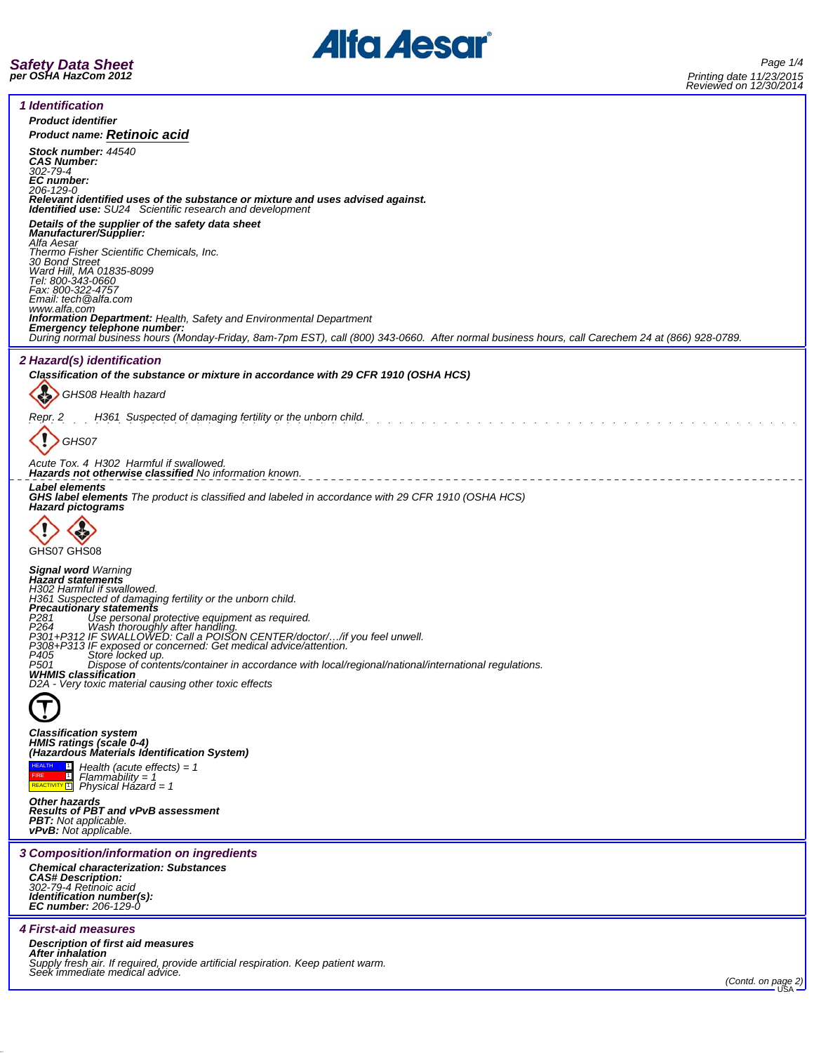# Safety Data Sheet
**per OSHA HazCom 2012**

Printing date 11/23/2015
Reviewed on 12/30/2014

## 1 Identification

**Product identifier**

**Product name: Retinoic acid**

**Stock number:** 44540
**CAS Number:**
302-79-4
**EC number:**
206-129-0
**Relevant identified uses of the substance or mixture and uses advised against.**
**Identified use:** SU24 Scientific research and development

**Details of the supplier of the safety data sheet**
**Manufacturer/Supplier:**
Alfa Aesar
Thermo Fisher Scientific Chemicals, Inc.
30 Bond Street
Ward Hill, MA 01835-8099
Tel: 800-343-0660
Fax: 800-322-4757
Email: tech@alfa.com
www.alfa.com
**Information Department:** Health, Safety and Environmental Department
**Emergency telephone number:**
During normal business hours (Monday-Friday, 8am-7pm EST), call (800) 343-0660. After normal business hours, call Carechem 24 at (866) 928-0789.

## 2 Hazard(s) identification

**Classification of the substance or mixture in accordance with 29 CFR 1910 (OSHA HCS)**

GHS08 Health hazard

Repr. 2 H361 Suspected of damaging fertility or the unborn child.

GHS07

Acute Tox. 4 H302 Harmful if swallowed.
**Hazards not otherwise classified** No information known.

**Label elements**
**GHS label elements** The product is classified and labeled in accordance with 29 CFR 1910 (OSHA HCS)
**Hazard pictograms**

GHS07 GHS08

**Signal word** Warning
**Hazard statements**
H302 Harmful if swallowed.
H361 Suspected of damaging fertility or the unborn child.
**Precautionary statements**
P281 Use personal protective equipment as required.
P264 Wash thoroughly after handling.
P301+P312 IF SWALLOWED: Call a POISON CENTER/doctor/…/if you feel unwell.
P308+P313 IF exposed or concerned: Get medical advice/attention.
P405 Store locked up.
P501 Dispose of contents/container in accordance with local/regional/national/international regulations.
**WHMIS classification**
D2A - Very toxic material causing other toxic effects

**Classification system**
**HMIS ratings (scale 0-4)**
**(Hazardous Materials Identification System)**

| | | |
|---|---|---|
| HEALTH | 1 | Health (acute effects) = 1 |
| FIRE | 1 | Flammability = 1 |
| REACTIVITY | 1 | Physical Hazard = 1 |

**Other hazards**
**Results of PBT and vPvB assessment**
**PBT:** Not applicable.
**vPvB:** Not applicable.

## 3 Composition/information on ingredients

**Chemical characterization: Substances**
**CAS# Description:**
302-79-4 Retinoic acid
**Identification number(s):**
**EC number:** 206-129-0

## 4 First-aid measures

**Description of first aid measures**
**After inhalation**
Supply fresh air. If required, provide artificial respiration. Keep patient warm.
Seek immediate medical advice.

(Contd. on page 2)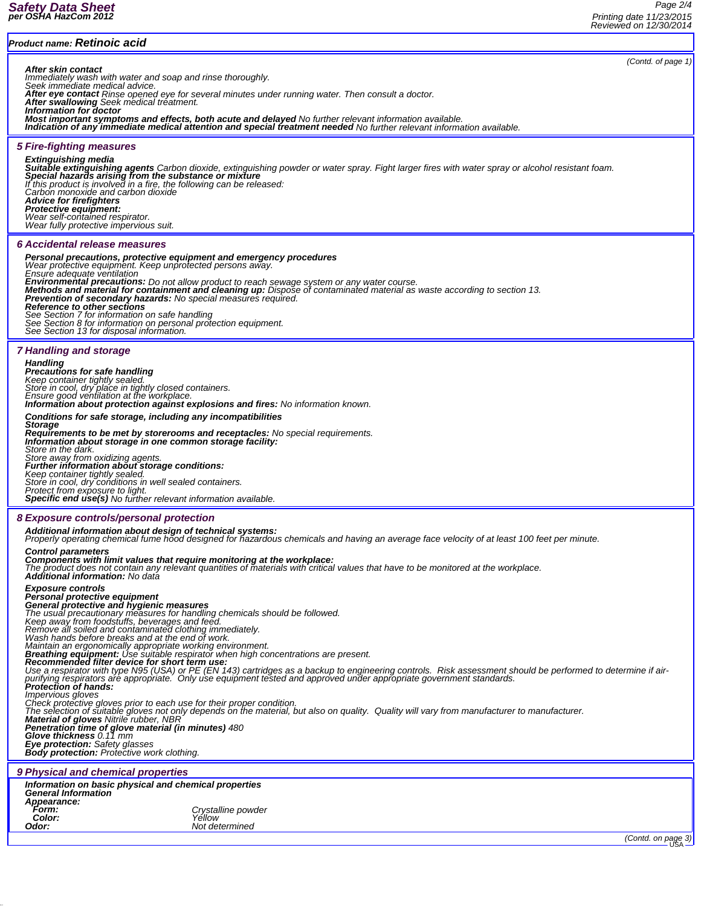**Product name: Retinoic acid**

(Contd. of page 1)

**After skin contact**
Immediately wash with water and soap and rinse thoroughly.
Seek immediate medical advice.
**After eye contact** Rinse opened eye for several minutes under running water. Then consult a doctor.
**After swallowing** Seek medical treatment.
**Information for doctor**
**Most important symptoms and effects, both acute and delayed** No further relevant information available.
**Indication of any immediate medical attention and special treatment needed** No further relevant information available.

## 5 Fire-fighting measures

**Extinguishing media**
**Suitable extinguishing agents** Carbon dioxide, extinguishing powder or water spray. Fight larger fires with water spray or alcohol resistant foam.
**Special hazards arising from the substance or mixture**
If this product is involved in a fire, the following can be released:
Carbon monoxide and carbon dioxide
**Advice for firefighters**
**Protective equipment:**
Wear self-contained respirator.
Wear fully protective impervious suit.

## 6 Accidental release measures

**Personal precautions, protective equipment and emergency procedures**
Wear protective equipment. Keep unprotected persons away.
Ensure adequate ventilation
**Environmental precautions:** Do not allow product to reach sewage system or any water course.
**Methods and material for containment and cleaning up:** Dispose of contaminated material as waste according to section 13.
**Prevention of secondary hazards:** No special measures required.
**Reference to other sections**
See Section 7 for information on safe handling
See Section 8 for information on personal protection equipment.
See Section 13 for disposal information.

## 7 Handling and storage

**Handling**
**Precautions for safe handling**
Keep container tightly sealed.
Store in cool, dry place in tightly closed containers.
Ensure good ventilation at the workplace.
**Information about protection against explosions and fires:** No information known.

**Conditions for safe storage, including any incompatibilities**
**Storage**
**Requirements to be met by storerooms and receptacles:** No special requirements.
**Information about storage in one common storage facility:**
Store in the dark.
Store away from oxidizing agents.
**Further information about storage conditions:**
Keep container tightly sealed.
Store in cool, dry conditions in well sealed containers.
Protect from exposure to light.
**Specific end use(s)** No further relevant information available.

## 8 Exposure controls/personal protection

**Additional information about design of technical systems:**
Properly operating chemical fume hood designed for hazardous chemicals and having an average face velocity of at least 100 feet per minute.

**Control parameters**
**Components with limit values that require monitoring at the workplace:**
The product does not contain any relevant quantities of materials with critical values that have to be monitored at the workplace.
**Additional information:** No data

**Exposure controls**
**Personal protective equipment**
**General protective and hygienic measures**
The usual precautionary measures for handling chemicals should be followed.
Keep away from foodstuffs, beverages and feed.
Remove all soiled and contaminated clothing immediately.
Wash hands before breaks and at the end of work.
Maintain an ergonomically appropriate working environment.
**Breathing equipment:** Use suitable respirator when high concentrations are present.
**Recommended filter device for short term use:**
Use a respirator with type N95 (USA) or PE (EN 143) cartridges as a backup to engineering controls. Risk assessment should be performed to determine if air-purifying respirators are appropriate. Only use equipment tested and approved under appropriate government standards.
**Protection of hands:**
Impervious gloves
Check protective gloves prior to each use for their proper condition.
The selection of suitable gloves not only depends on the material, but also on quality. Quality will vary from manufacturer to manufacturer.
**Material of gloves** Nitrile rubber, NBR
**Penetration time of glove material (in minutes)** 480
**Glove thickness** 0.11 mm
**Eye protection:** Safety glasses
**Body protection:** Protective work clothing.

## 9 Physical and chemical properties

**Information on basic physical and chemical properties**
**General Information**
**Appearance:**

| | |
|---|---|
| **Form:** | Crystalline powder |
| **Color:** | Yellow |
| **Odor:** | Not determined |

(Contd. on page 3)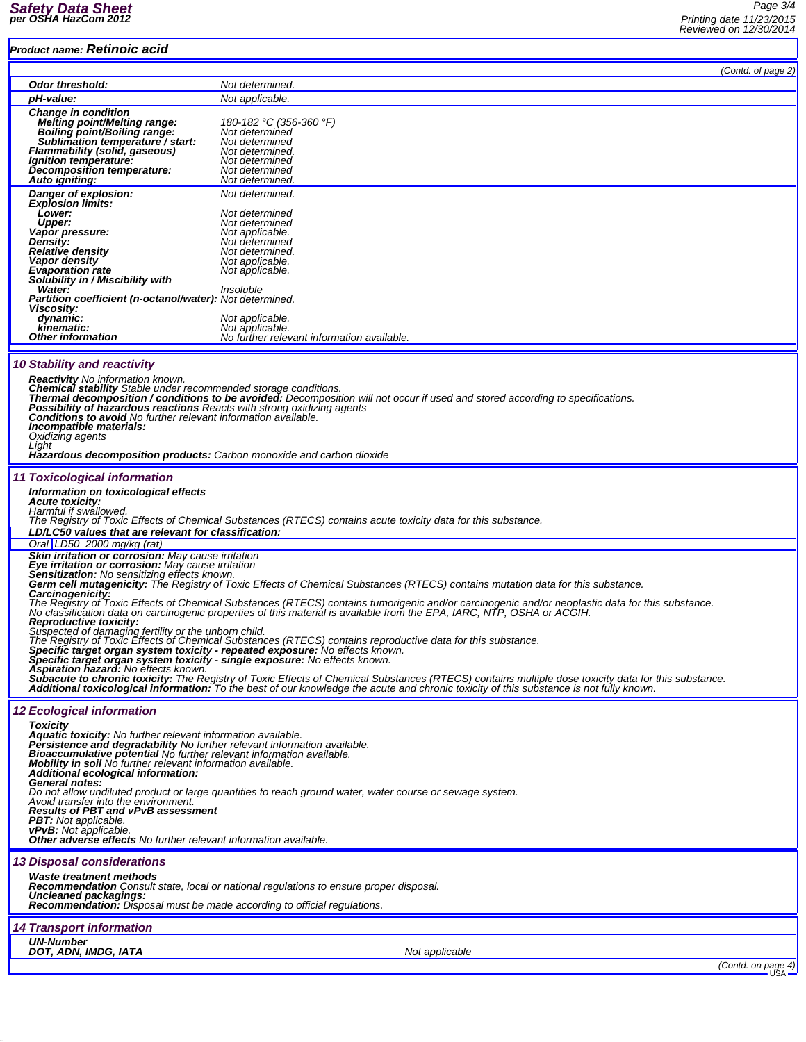**Product name: Retinoic acid**

(Contd. of page 2)

| | |
|---|---|
| **Odor threshold:** | Not determined. |
| **pH-value:** | Not applicable. |
| **Change in condition** | |
| **Melting point/Melting range:** | 180-182 °C (356-360 °F) |
| **Boiling point/Boiling range:** | Not determined |
| **Sublimation temperature / start:** | Not determined |
| **Flammability (solid, gaseous)** | Not determined. |
| **Ignition temperature:** | Not determined |
| **Decomposition temperature:** | Not determined |
| **Auto igniting:** | Not determined. |
| **Danger of explosion:** | Not determined. |
| **Explosion limits:** | |
| **Lower:** | Not determined |
| **Upper:** | Not determined |
| **Vapor pressure:** | Not applicable. |
| **Density:** | Not determined |
| **Relative density** | Not determined. |
| **Vapor density** | Not applicable. |
| **Evaporation rate** | Not applicable. |
| **Solubility in / Miscibility with** | |
| **Water:** | Insoluble |
| **Partition coefficient (n-octanol/water):** | Not determined. |
| **Viscosity:** | |
| **dynamic:** | Not applicable. |
| **kinematic:** | Not applicable. |
| **Other information** | No further relevant information available. |

## 10 Stability and reactivity

**Reactivity** No information known.
**Chemical stability** Stable under recommended storage conditions.
**Thermal decomposition / conditions to be avoided:** Decomposition will not occur if used and stored according to specifications.
**Possibility of hazardous reactions** Reacts with strong oxidizing agents
**Conditions to avoid** No further relevant information available.
**Incompatible materials:**
Oxidizing agents
Light
**Hazardous decomposition products:** Carbon monoxide and carbon dioxide

## 11 Toxicological information

**Information on toxicological effects**
**Acute toxicity:**
Harmful if swallowed.
The Registry of Toxic Effects of Chemical Substances (RTECS) contains acute toxicity data for this substance.

| **LD/LC50 values that are relevant for classification:** | | |
|---|---|---|
| Oral | LD50 | 2000 mg/kg (rat) |

**Skin irritation or corrosion:** May cause irritation
**Eye irritation or corrosion:** May cause irritation
**Sensitization:** No sensitizing effects known.
**Germ cell mutagenicity:** The Registry of Toxic Effects of Chemical Substances (RTECS) contains mutation data for this substance.
**Carcinogenicity:**
The Registry of Toxic Effects of Chemical Substances (RTECS) contains tumorigenic and/or carcinogenic and/or neoplastic data for this substance.
No classification data on carcinogenic properties of this material is available from the EPA, IARC, NTP, OSHA or ACGIH.
**Reproductive toxicity:**
Suspected of damaging fertility or the unborn child.
The Registry of Toxic Effects of Chemical Substances (RTECS) contains reproductive data for this substance.
**Specific target organ system toxicity - repeated exposure:** No effects known.
**Specific target organ system toxicity - single exposure:** No effects known.
**Aspiration hazard:** No effects known.
**Subacute to chronic toxicity:** The Registry of Toxic Effects of Chemical Substances (RTECS) contains multiple dose toxicity data for this substance.
**Additional toxicological information:** To the best of our knowledge the acute and chronic toxicity of this substance is not fully known.

## 12 Ecological information

**Toxicity**
**Aquatic toxicity:** No further relevant information available.
**Persistence and degradability** No further relevant information available.
**Bioaccumulative potential** No further relevant information available.
**Mobility in soil** No further relevant information available.
**Additional ecological information:**
**General notes:**
Do not allow undiluted product or large quantities to reach ground water, water course or sewage system.
Avoid transfer into the environment.
**Results of PBT and vPvB assessment**
**PBT:** Not applicable.
**vPvB:** Not applicable.
**Other adverse effects** No further relevant information available.

## 13 Disposal considerations

**Waste treatment methods**
**Recommendation** Consult state, local or national regulations to ensure proper disposal.
**Uncleaned packagings:**
**Recommendation:** Disposal must be made according to official regulations.

## 14 Transport information

| **UN-Number** | |
|---|---|
| **DOT, ADN, IMDG, IATA** | Not applicable |

(Contd. on page 4)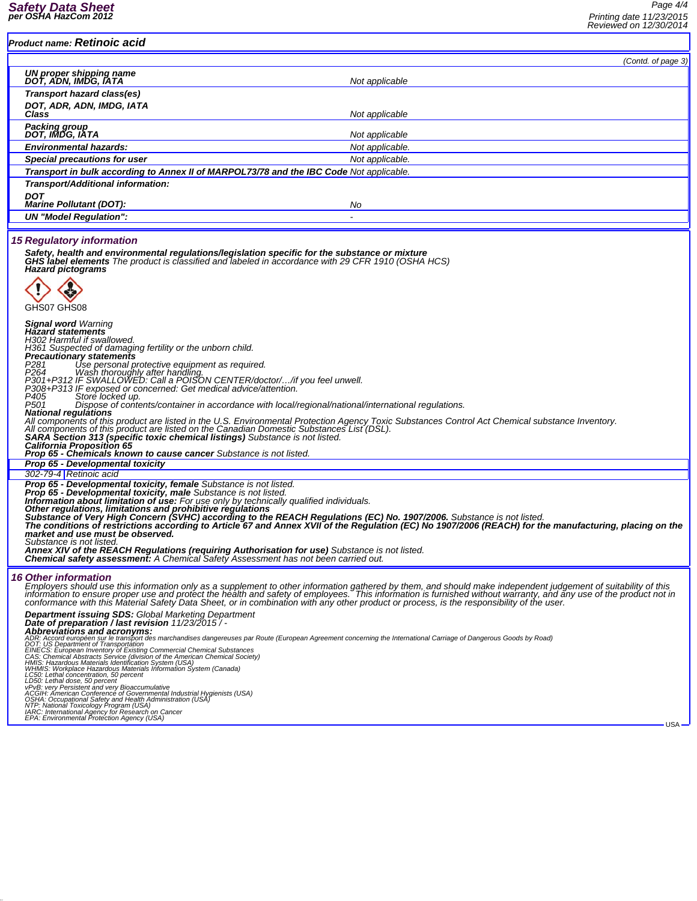**Product name: Retinoic acid**

(Contd. of page 3)

| | |
|---|---|
| **UN proper shipping name** **DOT, ADN, IMDG, IATA** | Not applicable |
| **Transport hazard class(es)** | |
| **DOT, ADR, ADN, IMDG, IATA** **Class** | Not applicable |
| **Packing group** **DOT, IMDG, IATA** | Not applicable |
| **Environmental hazards:** | Not applicable. |
| **Special precautions for user** | Not applicable. |
| **Transport in bulk according to Annex II of MARPOL73/78 and the IBC Code** | Not applicable. |
| **Transport/Additional information:** | |
| **DOT** **Marine Pollutant (DOT):** | No |
| **UN "Model Regulation":** | - |

## 15 Regulatory information

**Safety, health and environmental regulations/legislation specific for the substance or mixture**
**GHS label elements** The product is classified and labeled in accordance with 29 CFR 1910 (OSHA HCS)
**Hazard pictograms**

GHS07 GHS08

**Signal word** Warning
**Hazard statements**
H302 Harmful if swallowed.
H361 Suspected of damaging fertility or the unborn child.
**Precautionary statements**
P281 Use personal protective equipment as required.
P264 Wash thoroughly after handling.
P301+P312 IF SWALLOWED: Call a POISON CENTER/doctor/…/if you feel unwell.
P308+P313 IF exposed or concerned: Get medical advice/attention.
P405 Store locked up.
P501 Dispose of contents/container in accordance with local/regional/national/international regulations.
**National regulations**
All components of this product are listed in the U.S. Environmental Protection Agency Toxic Substances Control Act Chemical substance Inventory.
All components of this product are listed on the Canadian Domestic Substances List (DSL).
**SARA Section 313 (specific toxic chemical listings)** Substance is not listed.
**California Proposition 65**
**Prop 65 - Chemicals known to cause cancer** Substance is not listed.

**Prop 65 - Developmental toxicity**

| | |
|---|---|
| 302-79-4 | Retinoic acid |

**Prop 65 - Developmental toxicity, female** Substance is not listed.
**Prop 65 - Developmental toxicity, male** Substance is not listed.
**Information about limitation of use:** For use only by technically qualified individuals.
**Other regulations, limitations and prohibitive regulations**
**Substance of Very High Concern (SVHC) according to the REACH Regulations (EC) No. 1907/2006.** Substance is not listed.
**The conditions of restrictions according to Article 67 and Annex XVII of the Regulation (EC) No 1907/2006 (REACH) for the manufacturing, placing on the market and use must be observed.**
Substance is not listed.
**Annex XIV of the REACH Regulations (requiring Authorisation for use)** Substance is not listed.
**Chemical safety assessment:** A Chemical Safety Assessment has not been carried out.

## 16 Other information

Employers should use this information only as a supplement to other information gathered by them, and should make independent judgement of suitability of this information to ensure proper use and protect the health and safety of employees. This information is furnished without warranty, and any use of the product not in conformance with this Material Safety Data Sheet, or in combination with any other product or process, is the responsibility of the user.

**Department issuing SDS:** Global Marketing Department
**Date of preparation / last revision** 11/23/2015 / -
**Abbreviations and acronyms:**
ADR: Accord européen sur le transport des marchandises dangereuses par Route (European Agreement concerning the International Carriage of Dangerous Goods by Road)
DOT: US Department of Transportation
EINECS: European Inventory of Existing Commercial Chemical Substances
CAS: Chemical Abstracts Service (division of the American Chemical Society)
HMIS: Hazardous Materials Identification System (USA)
WHMIS: Workplace Hazardous Materials Information System (Canada)
LC50: Lethal concentration, 50 percent
LD50: Lethal dose, 50 percent
vPvB: very Persistent and very Bioaccumulative
ACGIH: American Conference of Governmental Industrial Hygienists (USA)
OSHA: Occupational Safety and Health Administration (USA)
NTP: National Toxicology Program (USA)
IARC: International Agency for Research on Cancer
EPA: Environmental Protection Agency (USA)